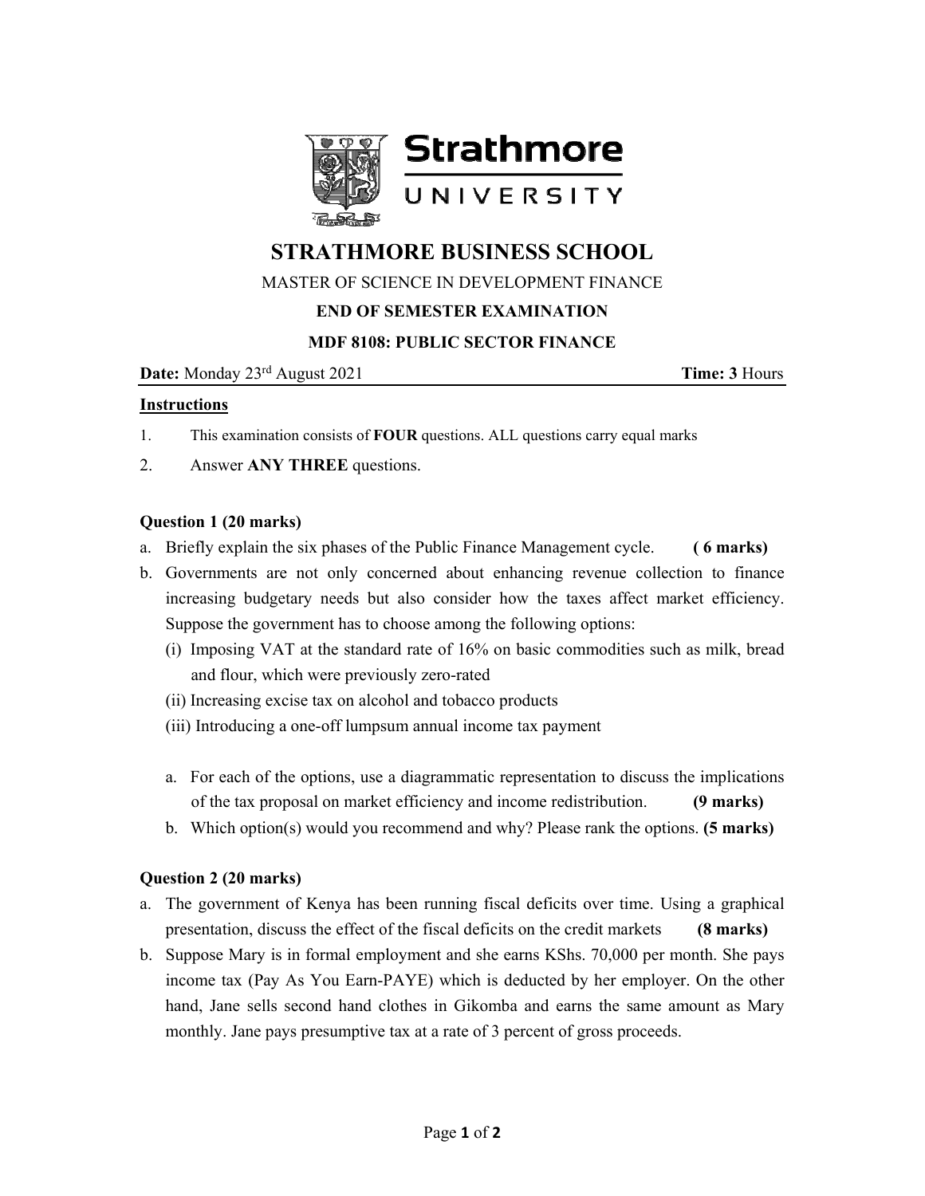# STRATHMORE BUSINESS SCHOOL

MASTER OF SCIENCE IN DEVELOPMENT FINANCE

**END OF SEMESTER EXAMINATION**

**MDF 8108: PUBLIC SECTOR FINANCE**

**Date:** Monday 23rd August 2021 **Time: 3** Hours

**Instructions**

1. This examination consists of **FOUR** questions. ALL questions carry equal marks
2. Answer **ANY THREE** questions.

**Question 1 (20 marks)**

a. Briefly explain the six phases of the Public Finance Management cycle. **( 6 marks)**

b. Governments are not only concerned about enhancing revenue collection to finance increasing budgetary needs but also consider how the taxes affect market efficiency. Suppose the government has to choose among the following options:

   (i) Imposing VAT at the standard rate of 16% on basic commodities such as milk, bread and flour, which were previously zero-rated

   (ii) Increasing excise tax on alcohol and tobacco products

   (iii) Introducing a one-off lumpsum annual income tax payment

   a. For each of the options, use a diagrammatic representation to discuss the implications of the tax proposal on market efficiency and income redistribution. **(9 marks)**

   b. Which option(s) would you recommend and why? Please rank the options. **(5 marks)**

**Question 2 (20 marks)**

a. The government of Kenya has been running fiscal deficits over time. Using a graphical presentation, discuss the effect of the fiscal deficits on the credit markets **(8 marks)**

b. Suppose Mary is in formal employment and she earns KShs. 70,000 per month. She pays income tax (Pay As You Earn-PAYE) which is deducted by her employer. On the other hand, Jane sells second hand clothes in Gikomba and earns the same amount as Mary monthly. Jane pays presumptive tax at a rate of 3 percent of gross proceeds.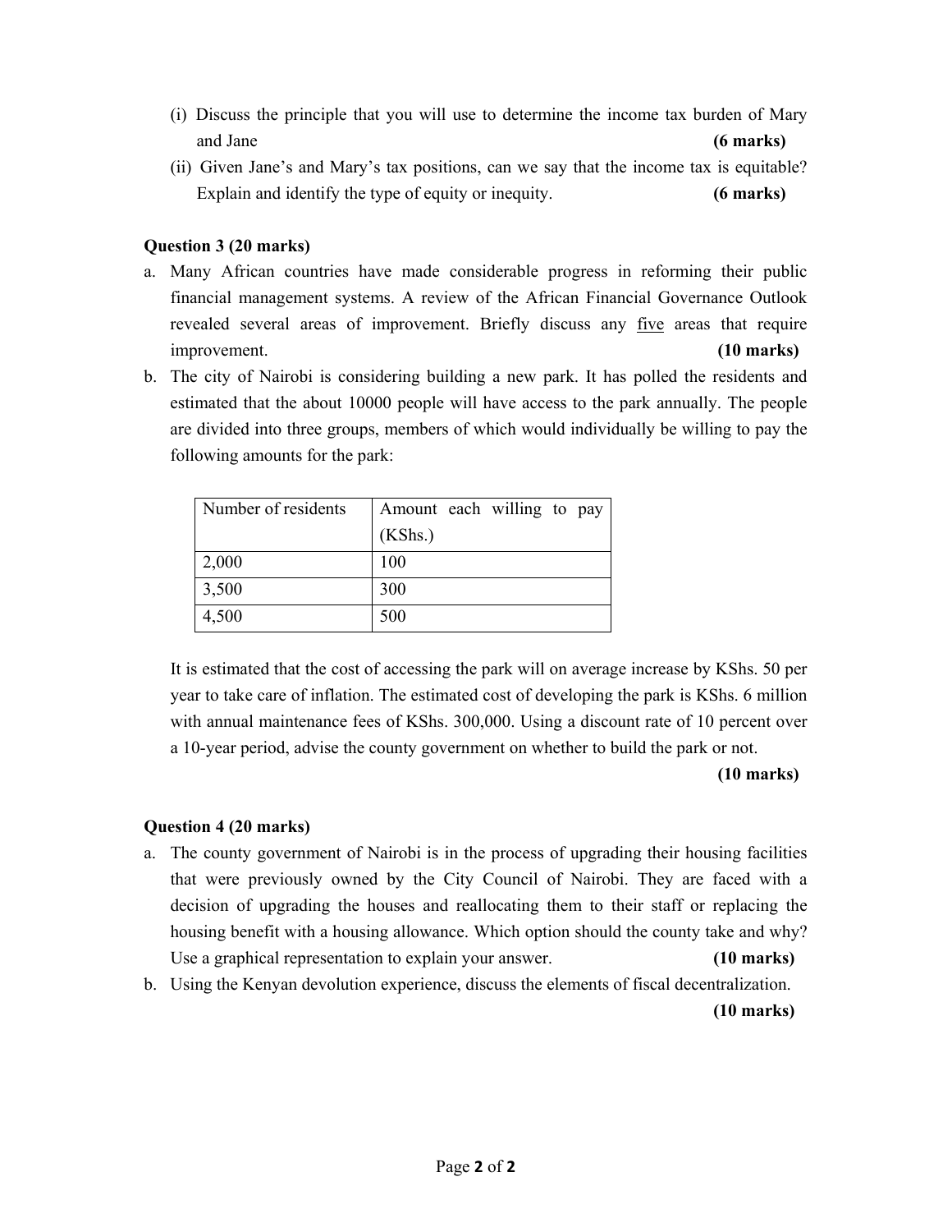(i) Discuss the principle that you will use to determine the income tax burden of Mary and Jane **(6 marks)**

(ii) Given Jane's and Mary's tax positions, can we say that the income tax is equitable? Explain and identify the type of equity or inequity. **(6 marks)**

**Question 3 (20 marks)**

a. Many African countries have made considerable progress in reforming their public financial management systems. A review of the African Financial Governance Outlook revealed several areas of improvement. Briefly discuss any five areas that require improvement. **(10 marks)**

b. The city of Nairobi is considering building a new park. It has polled the residents and estimated that the about 10000 people will have access to the park annually. The people are divided into three groups, members of which would individually be willing to pay the following amounts for the park:

| Number of residents | Amount each willing to pay (KShs.) |
|---|---|
| 2,000 | 100 |
| 3,500 | 300 |
| 4,500 | 500 |

It is estimated that the cost of accessing the park will on average increase by KShs. 50 per year to take care of inflation. The estimated cost of developing the park is KShs. 6 million with annual maintenance fees of KShs. 300,000. Using a discount rate of 10 percent over a 10-year period, advise the county government on whether to build the park or not. **(10 marks)**

**Question 4 (20 marks)**

a. The county government of Nairobi is in the process of upgrading their housing facilities that were previously owned by the City Council of Nairobi. They are faced with a decision of upgrading the houses and reallocating them to their staff or replacing the housing benefit with a housing allowance. Which option should the county take and why? Use a graphical representation to explain your answer. **(10 marks)**

b. Using the Kenyan devolution experience, discuss the elements of fiscal decentralization. **(10 marks)**